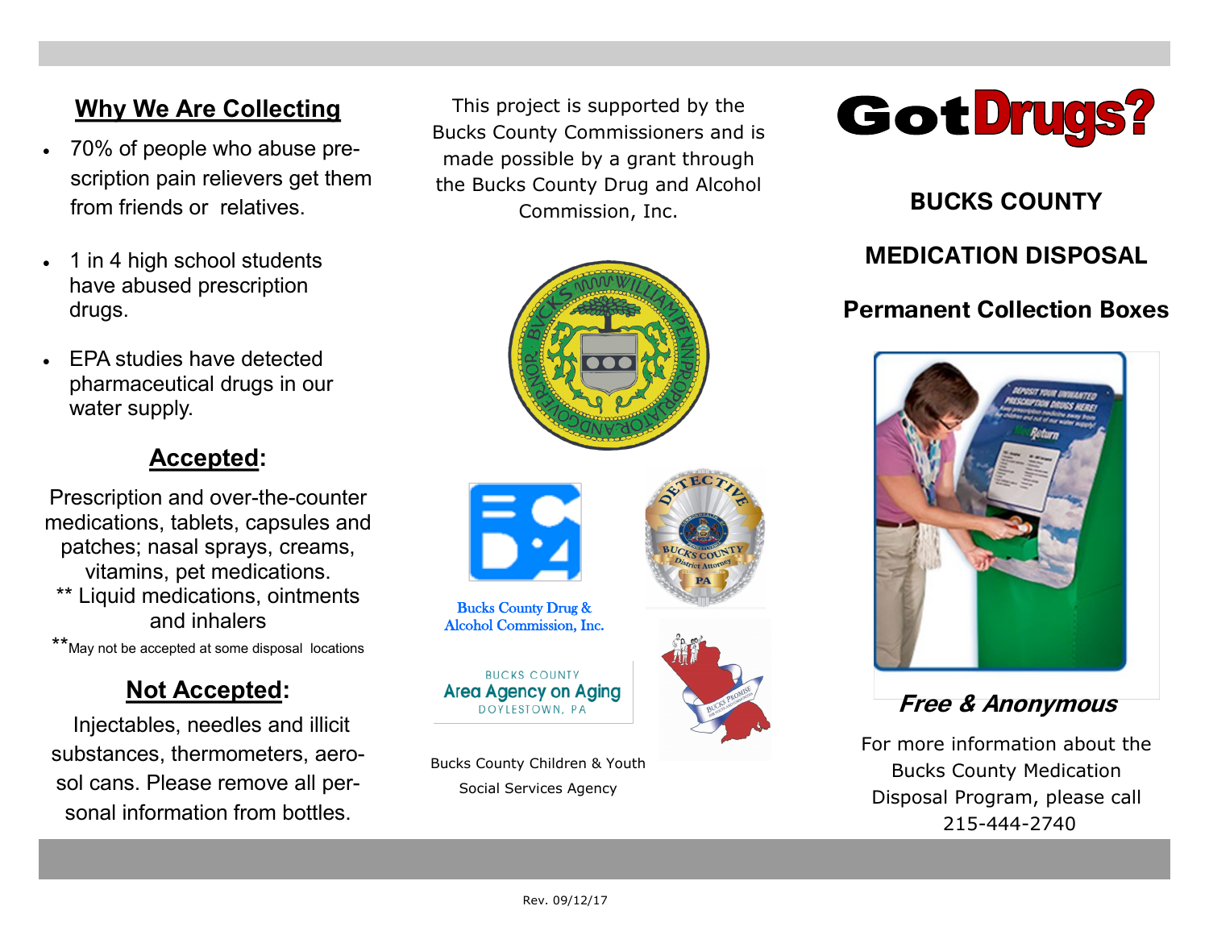## Why We Are Collecting

- 70% of people who abuse prescription pain relievers get them from friends or relatives.
- 1 in 4 high school students have abused prescription drugs.
- EPA studies have detected pharmaceutical drugs in our water supply.

## Accepted:

Prescription and over-the-counter medications, tablets, capsules and patches; nasal sprays, creams, vitamins, pet medications.
** Liquid medications, ointments and inhalers

**May not be accepted at some disposal locations

## Not Accepted:

Injectables, needles and illicit substances, thermometers, aerosol cans. Please remove all personal information from bottles.

This project is supported by the Bucks County Commissioners and is made possible by a grant through the Bucks County Drug and Alcohol Commission, Inc.

Bucks County Drug & Alcohol Commission, Inc.

BUCKS COUNTY
Area Agency on Aging
DOYLESTOWN, PA

Bucks County Children & Youth Social Services Agency

# Got Drugs?

## BUCKS COUNTY

## MEDICATION DISPOSAL

## Permanent Collection Boxes

***Free & Anonymous***

For more information about the Bucks County Medication Disposal Program, please call 215-444-2740

Rev. 09/12/17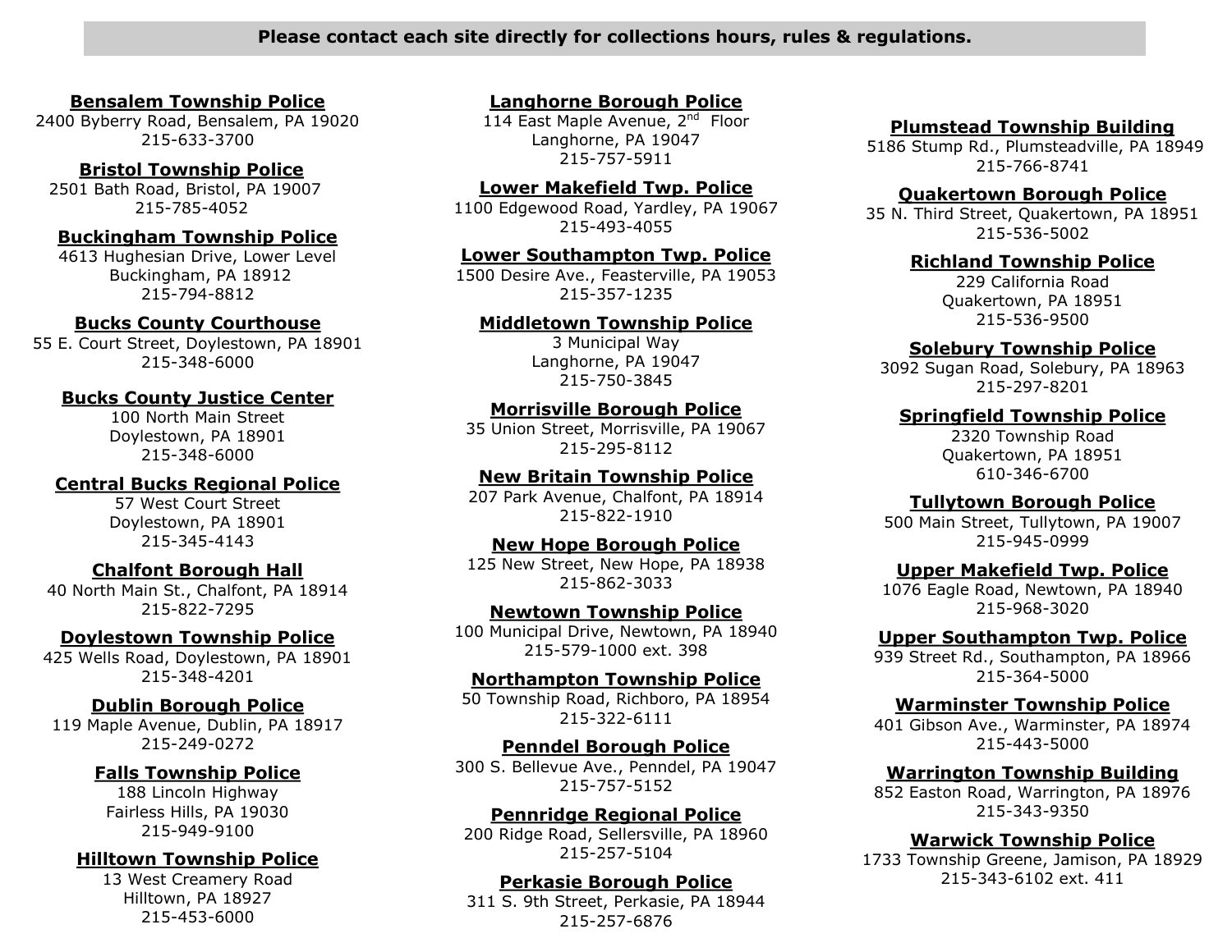**Please contact each site directly for collections hours, rules & regulations.**

**Bensalem Township Police**
2400 Byberry Road, Bensalem, PA 19020
215-633-3700

**Bristol Township Police**
2501 Bath Road, Bristol, PA 19007
215-785-4052

**Buckingham Township Police**
4613 Hughesian Drive, Lower Level
Buckingham, PA 18912
215-794-8812

**Bucks County Courthouse**
55 E. Court Street, Doylestown, PA 18901
215-348-6000

**Bucks County Justice Center**
100 North Main Street
Doylestown, PA 18901
215-348-6000

**Central Bucks Regional Police**
57 West Court Street
Doylestown, PA 18901
215-345-4143

**Chalfont Borough Hall**
40 North Main St., Chalfont, PA 18914
215-822-7295

**Doylestown Township Police**
425 Wells Road, Doylestown, PA 18901
215-348-4201

**Dublin Borough Police**
119 Maple Avenue, Dublin, PA 18917
215-249-0272

**Falls Township Police**
188 Lincoln Highway
Fairless Hills, PA 19030
215-949-9100

**Hilltown Township Police**
13 West Creamery Road
Hilltown, PA 18927
215-453-6000

**Langhorne Borough Police**
114 East Maple Avenue, 2nd Floor
Langhorne, PA 19047
215-757-5911

**Lower Makefield Twp. Police**
1100 Edgewood Road, Yardley, PA 19067
215-493-4055

**Lower Southampton Twp. Police**
1500 Desire Ave., Feasterville, PA 19053
215-357-1235

**Middletown Township Police**
3 Municipal Way
Langhorne, PA 19047
215-750-3845

**Morrisville Borough Police**
35 Union Street, Morrisville, PA 19067
215-295-8112

**New Britain Township Police**
207 Park Avenue, Chalfont, PA 18914
215-822-1910

**New Hope Borough Police**
125 New Street, New Hope, PA 18938
215-862-3033

**Newtown Township Police**
100 Municipal Drive, Newtown, PA 18940
215-579-1000 ext. 398

**Northampton Township Police**
50 Township Road, Richboro, PA 18954
215-322-6111

**Penndel Borough Police**
300 S. Bellevue Ave., Penndel, PA 19047
215-757-5152

**Pennridge Regional Police**
200 Ridge Road, Sellersville, PA 18960
215-257-5104

**Perkasie Borough Police**
311 S. 9th Street, Perkasie, PA 18944
215-257-6876

**Plumstead Township Building**
5186 Stump Rd., Plumsteadville, PA 18949
215-766-8741

**Quakertown Borough Police**
35 N. Third Street, Quakertown, PA 18951
215-536-5002

**Richland Township Police**
229 California Road
Quakertown, PA 18951
215-536-9500

**Solebury Township Police**
3092 Sugan Road, Solebury, PA 18963
215-297-8201

**Springfield Township Police**
2320 Township Road
Quakertown, PA 18951
610-346-6700

**Tullytown Borough Police**
500 Main Street, Tullytown, PA 19007
215-945-0999

**Upper Makefield Twp. Police**
1076 Eagle Road, Newtown, PA 18940
215-968-3020

**Upper Southampton Twp. Police**
939 Street Rd., Southampton, PA 18966
215-364-5000

**Warminster Township Police**
401 Gibson Ave., Warminster, PA 18974
215-443-5000

**Warrington Township Building**
852 Easton Road, Warrington, PA 18976
215-343-9350

**Warwick Township Police**
1733 Township Greene, Jamison, PA 18929
215-343-6102 ext. 411